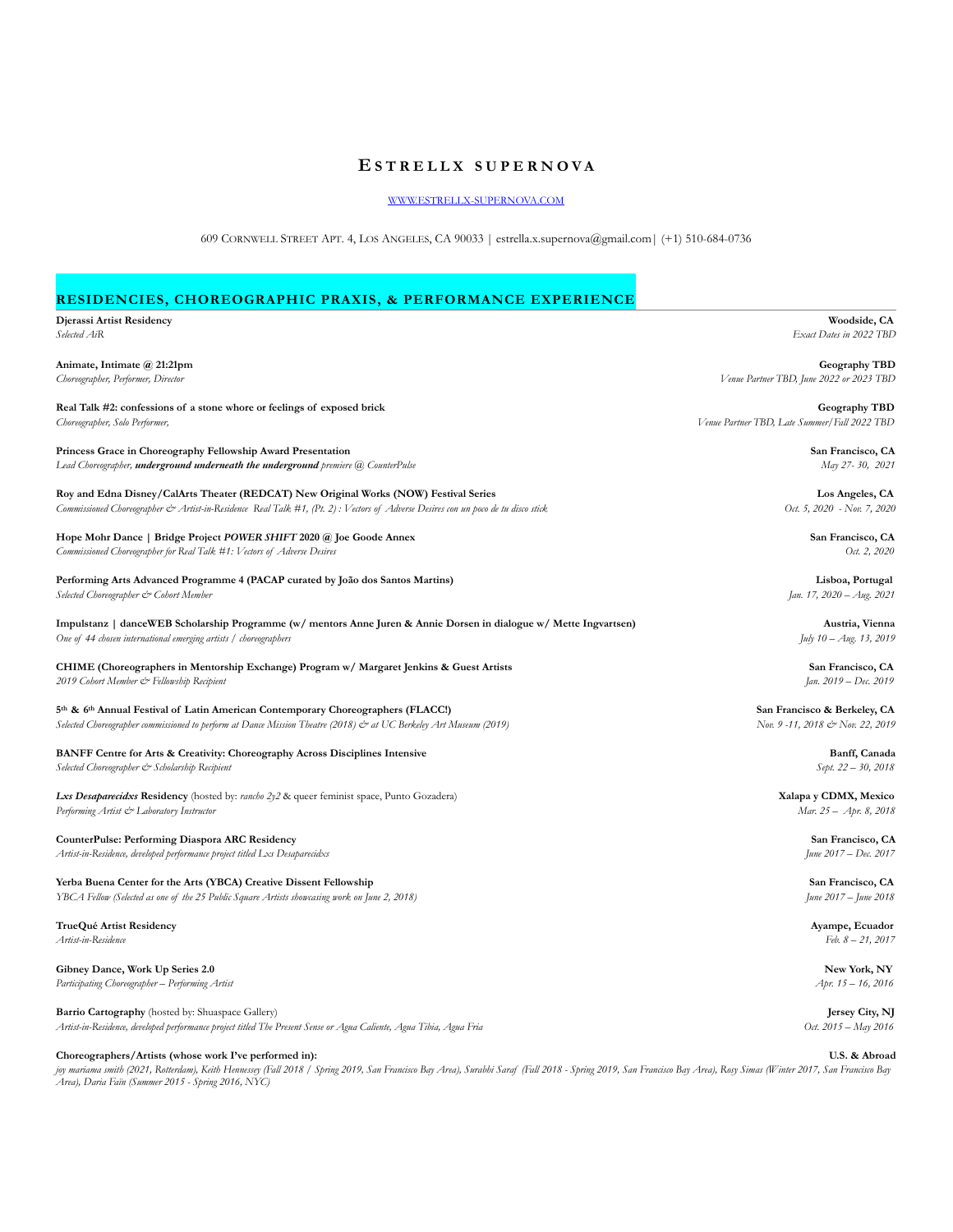# ESTRELLX SUPERNOVA

[WWW.ESTRELLX-SUPERNOVA.COM](http://www.estrellx-supernova.com)

609 CORNWELL STREET APT. 4, LOS ANGELES, CA 90033 | estrella.x.supernova@gmail.com| (+1) 510-684-0736

## RESIDENCIES, CHOREOGRAPHIC PRAXIS, & PERFORMANCE EXPERIENCE

**Djerassi Artist Residency** — **Woodside, CA**
*Selected AiR* — *Exact Dates in 2022 TBD*

**Animate, Intimate @ 21:21pm** — **Geography TBD**
*Choreographer, Performer, Director* — *Venue Partner TBD, June 2022 or 2023 TBD*

**Real Talk #2: confessions of a stone whore or feelings of exposed brick** — **Geography TBD**
*Choreographer, Solo Performer,* — *Venue Partner TBD, Late Summer/Fall 2022 TBD*

**Princess Grace in Choreography Fellowship Award Presentation** — **San Francisco, CA**
*Lead Choreographer, **underground underneath the underground** premiere @ CounterPulse* — *May 27- 30, 2021*

**Roy and Edna Disney/CalArts Theater (REDCAT) New Original Works (NOW) Festival Series** — **Los Angeles, CA**
*Commissioned Choreographer & Artist-in-Residence Real Talk #1, (Pt. 2) : Vectors of Adverse Desires con un poco de tu disco stick* — *Oct. 5, 2020 - Nov. 7, 2020*

**Hope Mohr Dance | Bridge Project *POWER SHIFT* 2020 @ Joe Goode Annex** — **San Francisco, CA**
*Commissioned Choreographer for Real Talk #1: Vectors of Adverse Desires* — *Oct. 2, 2020*

**Performing Arts Advanced Programme 4 (PACAP curated by João dos Santos Martins)** — **Lisboa, Portugal**
*Selected Choreographer & Cohort Member* — *Jan. 17, 2020 – Aug. 2021*

**Impulstanz | danceWEB Scholarship Programme (w/ mentors Anne Juren & Annie Dorsen in dialogue w/ Mette Ingvartsen)** — **Austria, Vienna**
*One of 44 chosen international emerging artists / choreographers* — *July 10 – Aug. 13, 2019*

**CHIME (Choreographers in Mentorship Exchange) Program w/ Margaret Jenkins & Guest Artists** — **San Francisco, CA**
*2019 Cohort Member & Fellowship Recipient* — *Jan. 2019 – Dec. 2019*

**5th & 6th Annual Festival of Latin American Contemporary Choreographers (FLACC!)** — **San Francisco & Berkeley, CA**
*Selected Choreographer commissioned to perform at Dance Mission Theatre (2018) & at UC Berkeley Art Museum (2019)* — *Nov. 9 -11, 2018 & Nov. 22, 2019*

**BANFF Centre for Arts & Creativity: Choreography Across Disciplines Intensive** — **Banff, Canada**
*Selected Choreographer & Scholarship Recipient* — *Sept. 22 – 30, 2018*

***Lxs Desaparecidxs* Residency** (hosted by: *rancho 2y2* & queer feminist space, Punto Gozadera) — **Xalapa y CDMX, Mexico**
*Performing Artist & Laboratory Instructor* — *Mar. 25 – Apr. 8, 2018*

**CounterPulse: Performing Diaspora ARC Residency** — **San Francisco, CA**
*Artist-in-Residence, developed performance project titled Lxs Desaparecidxs* — *June 2017 – Dec. 2017*

**Yerba Buena Center for the Arts (YBCA) Creative Dissent Fellowship** — **San Francisco, CA**
*YBCA Fellow (Selected as one of the 25 Public Square Artists showcasing work on June 2, 2018)* — *June 2017 – June 2018*

**TrueQué Artist Residency** — **Ayampe, Ecuador**
*Artist-in-Residence* — *Feb. 8 – 21, 2017*

**Gibney Dance, Work Up Series 2.0** — **New York, NY**
*Participating Choreographer – Performing Artist* — *Apr. 15 – 16, 2016*

**Barrio Cartography** (hosted by: Shuaspace Gallery) — **Jersey City, NJ**
*Artist-in-Residence, developed performance project titled The Present Sense or Agua Caliente, Agua Tibia, Agua Fria* — *Oct. 2015 – May 2016*

**Choreographers/Artists (whose work I've performed in):** — **U.S. & Abroad**
*joy mariama smith (2021, Rotterdam), Keith Hennessey (Fall 2018 / Spring 2019, San Francisco Bay Area), Surabhi Saraf (Fall 2018 - Spring 2019, San Francisco Bay Area), Rosy Simas (Winter 2017, San Francisco Bay Area), Daria Faïn (Summer 2015 - Spring 2016, NYC)*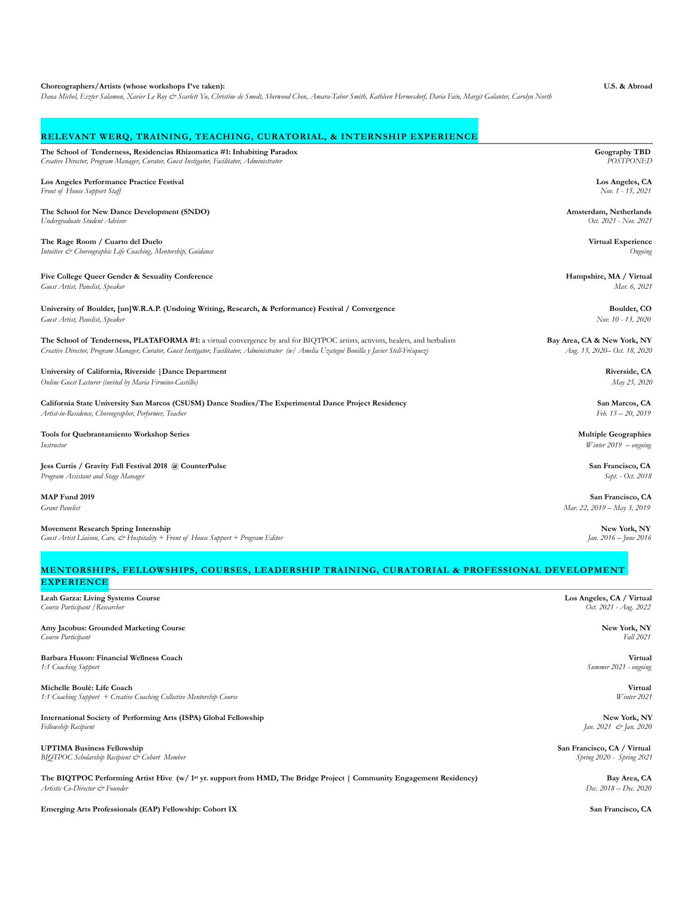**Choreographers/Artists (whose workshops I've taken):** **U.S. & Abroad**
*Dana Michel, Eszter Salamon, Xavier Le Roy & Scarlett Yu, Christine de Smedt, Sherwood Chen, Amara-Tabor Smith, Kathleen Hermesdorf, Daria Fain, Margit Galanter, Carolyn North*

## RELEVANT WERQ, TRAINING, TEACHING, CURATORIAL, & INTERNSHIP EXPERIENCE

**The School of Tenderness, Residencias Rhizomatica #1: Inhabiting Paradox** — **Geography TBD**
*Creative Director, Program Manager, Curator, Guest Instigator, Facilitator, Administrator* — *POSTPONED*

**Los Angeles Performance Practice Festival** — **Los Angeles, CA**
*Front of House Support Staff* — *Nov. 1 - 15, 2021*

**The School for New Dance Development (SNDO)** — **Amsterdam, Netherlands**
*Undergraduate Student Advisor* — *Oct. 2021 - Nov. 2021*

**The Rage Room / Cuarto del Duelo** — **Virtual Experience**
*Intuitive & Choreographic Life Coaching, Mentorship, Guidance* — *Ongoing*

**Five College Queer Gender & Sexuality Conference** — **Hampshire, MA / Virtual**
*Guest Artist, Panelist, Speaker* — *Mar. 6, 2021*

**University of Boulder, [un]W.R.A.P. (Undoing Writing, Research, & Performance) Festival / Convergence** — **Boulder, CO**
*Guest Artist, Panelist, Speaker* — *Nov. 10 - 13, 2020*

**The School of Tenderness, PLATAFORMA #1:** a virtual convergence by and for BIQTPOC artists, activists, healers, and herbalists — **Bay Area, CA & New York, NY**
*Creative Director, Program Manager, Curator, Guest Instigator, Facilitator, Administrator (w/ Amelia Uzategui Bonilla y Javier Stell-Frésquez)* — *Aug. 15, 2020– Oct. 18, 2020*

**University of California, Riverside |Dance Department** — **Riverside, CA**
*Online Guest Lecturer (invited by Maria Firmino-Castillo)* — *May 25, 2020*

**California State University San Marcos (CSUSM) Dance Studies/The Experimental Dance Project Residency** — **San Marcos, CA**
*Artist-in-Residence, Choreographer, Performer, Teacher* — *Feb. 15 – 20, 2019*

**Tools for Quebrantamiento Workshop Series** — **Multiple Geographies**
*Instructor* — *Winter 2019 – ongoing*

**Jess Curtis / Gravity Fall Festival 2018 @ CounterPulse** — **San Francisco, CA**
*Program Assistant and Stage Manager* — *Sept. - Oct. 2018*

**MAP Fund 2019** — **San Francisco, CA**
*Grant Panelist* — *Mar. 22, 2019 – May 3, 2019*

**Movement Research Spring Internship** — **New York, NY**
*Guest Artist Liaison, Care, & Hospitality + Front of House Support + Program Editor* — *Jan. 2016 – June 2016*

## MENTORSHIPS, FELLOWSHIPS, COURSES, LEADERSHIP TRAINING, CURATORIAL & PROFESSIONAL DEVELOPMENT EXPERIENCE

**Leah Garza: Living Systems Course** — **Los Angeles, CA / Virtual**
*Course Participant /Researcher* — *Oct. 2021 - Aug. 2022*

**Amy Jacobus: Grounded Marketing Course** — **New York, NY**
*Course Participant* — *Fall 2021*

**Barbara Huson: Financial Wellness Coach** — **Virtual**
*1:1 Coaching Support* — *Summer 2021 - ongoing*

**Michelle Boulé: Life Coach** — **Virtual**
*1:1 Coaching Support + Creative Coaching Collective Mentorship Course* — *Winter 2021*

**International Society of Performing Arts (ISPA) Global Fellowship** — **New York, NY**
*Fellowship Recipient* — *Jan. 2021 & Jan. 2020*

**UPTIMA Business Fellowship** — **San Francisco, CA / Virtual**
*BIQTPOC Scholarship Recipient & Cohort Member* — *Spring 2020 - Spring 2021*

**The BIQTPOC Performing Artist Hive (w/ 1st yr. support from HMD, The Bridge Project | Community Engagement Residency)** — **Bay Area, CA**
*Artistic Co-Director & Founder* — *Dec. 2018 – Dec. 2020*

**Emerging Arts Professionals (EAP) Fellowship: Cohort IX** — **San Francisco, CA**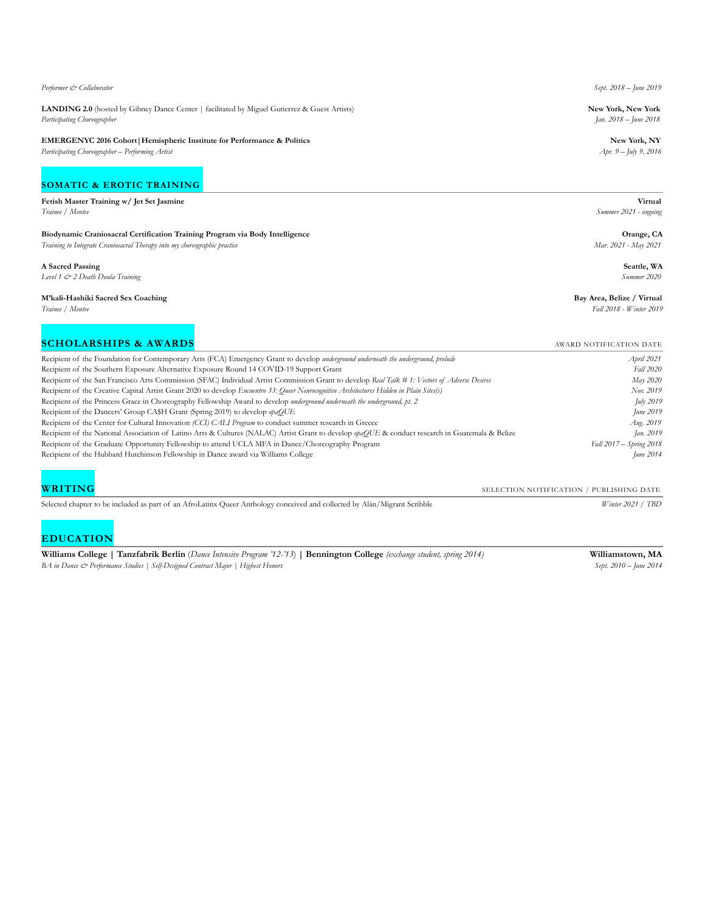*Performer & Collaborator* — *Sept. 2018 – June 2019*

**LANDING 2.0** (hosted by Gibney Dance Center | facilitated by Miguel Gutierrez & Guest Artists) — **New York, New York**
*Participating Choreographer* — *Jan. 2018 – June 2018*

**EMERGENYC 2016 Cohort|Hemispheric Institute for Performance & Politics** — **New York, NY**
*Participating Choreographer – Performing Artist* — *Apr. 9 – July 9, 2016*

## SOMATIC & EROTIC TRAINING

**Fetish Master Training w/ Jet Set Jasmine** — **Virtual**
*Trainee / Mentee* — *Summer 2021 - ongoing*

**Biodynamic Craniosacral Certification Training Program via Body Intelligence** — **Orange, CA**
*Training to Integrate Craniosacral Therapy into my choreographic practice* — *Mar. 2021 - May 2021*

**A Sacred Passing** — **Seattle, WA**
*Level 1 & 2 Death Doula Training* — *Summer 2020*

**M'kali-Hashiki Sacred Sex Coaching** — **Bay Area, Belize / Virtual**
*Trainee / Mentee* — *Fall 2018 - Winter 2019*

## SCHOLARSHIPS & AWARDS

| | AWARD NOTIFICATION DATE |
|---|---|
| Recipient of the Foundation for Contemporary Arts (FCA) Emergency Grant to develop *underground underneath the underground, prelude* | *April 2021* |
| Recipient of the Southern Exposure Alternative Exposure Round 14 COVID-19 Support Grant | *Fall 2020* |
| Recipient of the San Francisco Arts Commission (SFAC) Individual Artist Commission Grant to develop *Real Talk # 1: Vectors of Adverse Desires* | *May 2020* |
| Recipient of the Creative Capital Artist Grant 2020 to develop *Encuentro 33: Queer Neurocognitive Architectures Hidden in Plain Sites(s)* | *Nov. 2019* |
| Recipient of the Princess Grace in Choreography Fellowship Award to develop *underground underneath the underground, pt. 2* | *July 2019* |
| Recipient of the Dancers' Group CA$H Grant (Spring 2019) to develop *opaQUE* | *June 2019* |
| Recipient of the Center for Cultural Innovation *(CCI) CALI Program* to conduct summer research in Greece | *Aug. 2019* |
| Recipient of the National Association of Latino Arts & Cultures (NALAC) Artist Grant to develop *opaQUE* & conduct research in Guatemala & Belize | *Jan. 2019* |
| Recipient of the Graduate Opportunity Fellowship to attend UCLA MFA in Dance/Choreography Program | *Fall 2017 – Spring 2018* |
| Recipient of the Hubbard Hutchinson Fellowship in Dance award via Williams College | *June 2014* |

## WRITING

| | SELECTION NOTIFICATION / PUBLISHING DATE |
|---|---|
| Selected chapter to be included as part of an AfroLatinx Queer Anthology conceived and collected by Alán/Migrant Scribble | *Winter 2021 / TBD* |

## EDUCATION

**Williams College | Tanzfabrik Berlin** (*Dance Intensive Program '12-'13*) **| Bennington College** *(exchange student, spring 2014)* — **Williamstown, MA**
*BA in Dance & Performance Studies | Self-Designed Contract Major | Highest Honors* — *Sept. 2010 – June 2014*